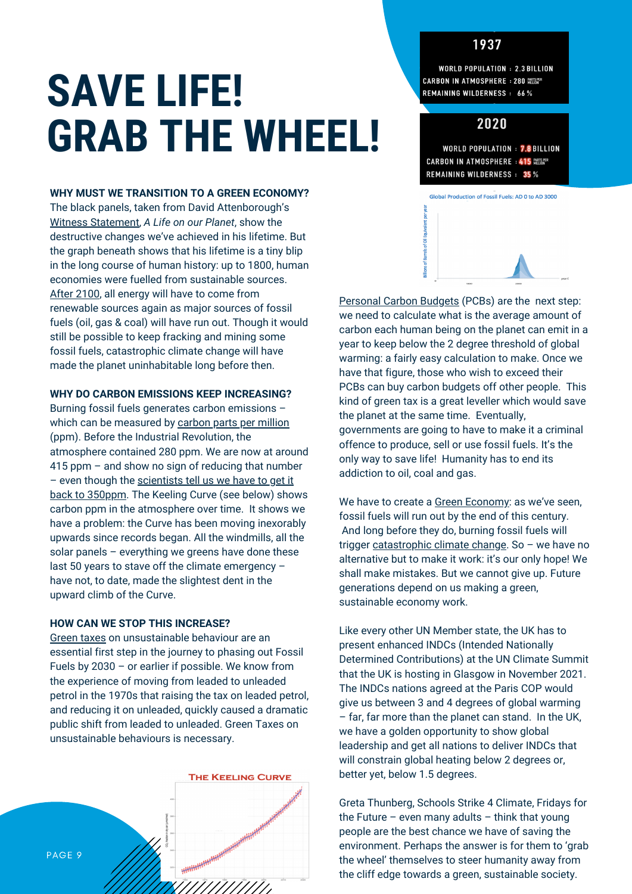# SAVE LIFE! GRAB THE WHEEL!

**1937**

WORLD POPULATION : 2.3 BILLION
CARBON IN ATMOSPHERE : 280 PARTS PER MILLION
REMAINING WILDERNESS : 66 %

**2020**

WORLD POPULATION : 7.8 BILLION
CARBON IN ATMOSPHERE : 415 PARTS PER MILLION
REMAINING WILDERNESS : 35 %

Global Production of Fossil Fuels: AD 0 to AD 3000

**WHY MUST WE TRANSITION TO A GREEN ECONOMY?**

The black panels, taken from David Attenborough's Witness Statement, *A Life on our Planet*, show the destructive changes we've achieved in his lifetime. But the graph beneath shows that his lifetime is a tiny blip in the long course of human history: up to 1800, human economies were fuelled from sustainable sources. After 2100, all energy will have to come from renewable sources again as major sources of fossil fuels (oil, gas & coal) will have run out. Though it would still be possible to keep fracking and mining some fossil fuels, catastrophic climate change will have made the planet uninhabitable long before then.

**WHY DO CARBON EMISSIONS KEEP INCREASING?**

Burning fossil fuels generates carbon emissions – which can be measured by carbon parts per million (ppm). Before the Industrial Revolution, the atmosphere contained 280 ppm. We are now at around 415 ppm – and show no sign of reducing that number – even though the scientists tell us we have to get it back to 350ppm. The Keeling Curve (see below) shows carbon ppm in the atmosphere over time. It shows we have a problem: the Curve has been moving inexorably upwards since records began. All the windmills, all the solar panels – everything we greens have done these last 50 years to stave off the climate emergency – have not, to date, made the slightest dent in the upward climb of the Curve.

**HOW CAN WE STOP THIS INCREASE?**

Green taxes on unsustainable behaviour are an essential first step in the journey to phasing out Fossil Fuels by 2030 – or earlier if possible. We know from the experience of moving from leaded to unleaded petrol in the 1970s that raising the tax on leaded petrol, and reducing it on unleaded, quickly caused a dramatic public shift from leaded to unleaded. Green Taxes on unsustainable behaviours is necessary.

THE KEELING CURVE

Personal Carbon Budgets (PCBs) are the next step: we need to calculate what is the average amount of carbon each human being on the planet can emit in a year to keep below the 2 degree threshold of global warming: a fairly easy calculation to make. Once we have that figure, those who wish to exceed their PCBs can buy carbon budgets off other people. This kind of green tax is a great leveller which would save the planet at the same time. Eventually, governments are going to have to make it a criminal offence to produce, sell or use fossil fuels. It's the only way to save life! Humanity has to end its addiction to oil, coal and gas.

We have to create a Green Economy: as we've seen, fossil fuels will run out by the end of this century. And long before they do, burning fossil fuels will trigger catastrophic climate change. So – we have no alternative but to make it work: it's our only hope! We shall make mistakes. But we cannot give up. Future generations depend on us making a green, sustainable economy work.

Like every other UN Member state, the UK has to present enhanced INDCs (Intended Nationally Determined Contributions) at the UN Climate Summit that the UK is hosting in Glasgow in November 2021. The INDCs nations agreed at the Paris COP would give us between 3 and 4 degrees of global warming – far, far more than the planet can stand. In the UK, we have a golden opportunity to show global leadership and get all nations to deliver INDCs that will constrain global heating below 2 degrees or, better yet, below 1.5 degrees.

Greta Thunberg, Schools Strike 4 Climate, Fridays for the Future – even many adults – think that young people are the best chance we have of saving the environment. Perhaps the answer is for them to 'grab the wheel' themselves to steer humanity away from the cliff edge towards a green, sustainable society.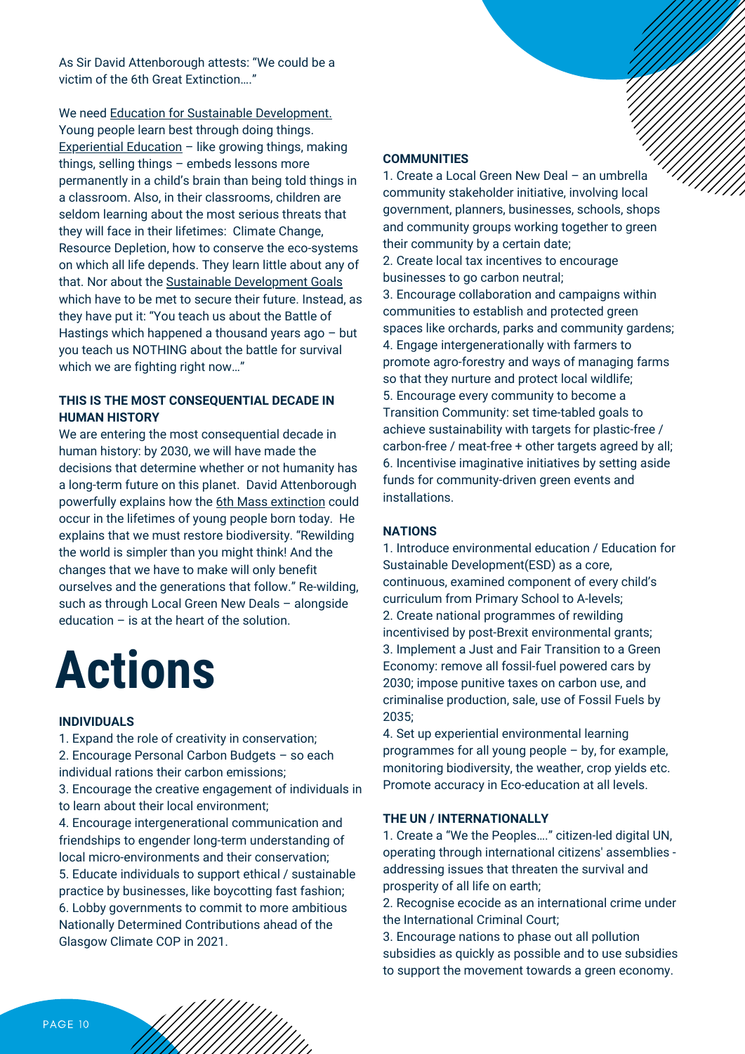As Sir David Attenborough attests: "We could be a victim of the 6th Great Extinction…."

We need Education for Sustainable Development. Young people learn best through doing things. Experiential Education – like growing things, making things, selling things – embeds lessons more permanently in a child's brain than being told things in a classroom. Also, in their classrooms, children are seldom learning about the most serious threats that they will face in their lifetimes: Climate Change, Resource Depletion, how to conserve the eco-systems on which all life depends. They learn little about any of that. Nor about the Sustainable Development Goals which have to be met to secure their future. Instead, as they have put it: "You teach us about the Battle of Hastings which happened a thousand years ago – but you teach us NOTHING about the battle for survival which we are fighting right now…"

**THIS IS THE MOST CONSEQUENTIAL DECADE IN HUMAN HISTORY**

We are entering the most consequential decade in human history: by 2030, we will have made the decisions that determine whether or not humanity has a long-term future on this planet. David Attenborough powerfully explains how the 6th Mass extinction could occur in the lifetimes of young people born today. He explains that we must restore biodiversity. "Rewilding the world is simpler than you might think! And the changes that we have to make will only benefit ourselves and the generations that follow." Re-wilding, such as through Local Green New Deals – alongside education – is at the heart of the solution.

# Actions

**INDIVIDUALS**

1. Expand the role of creativity in conservation;
2. Encourage Personal Carbon Budgets – so each individual rations their carbon emissions;
3. Encourage the creative engagement of individuals in to learn about their local environment;
4. Encourage intergenerational communication and friendships to engender long-term understanding of local micro-environments and their conservation;
5. Educate individuals to support ethical / sustainable practice by businesses, like boycotting fast fashion;
6. Lobby governments to commit to more ambitious Nationally Determined Contributions ahead of the Glasgow Climate COP in 2021.

**COMMUNITIES**

1. Create a Local Green New Deal – an umbrella community stakeholder initiative, involving local government, planners, businesses, schools, shops and community groups working together to green their community by a certain date;
2. Create local tax incentives to encourage businesses to go carbon neutral;
3. Encourage collaboration and campaigns within communities to establish and protected green spaces like orchards, parks and community gardens;
4. Engage intergenerationally with farmers to promote agro-forestry and ways of managing farms so that they nurture and protect local wildlife;
5. Encourage every community to become a Transition Community: set time-tabled goals to achieve sustainability with targets for plastic-free / carbon-free / meat-free + other targets agreed by all;
6. Incentivise imaginative initiatives by setting aside funds for community-driven green events and installations.

**NATIONS**

1. Introduce environmental education / Education for Sustainable Development(ESD) as a core, continuous, examined component of every child's curriculum from Primary School to A-levels;
2. Create national programmes of rewilding incentivised by post-Brexit environmental grants;
3. Implement a Just and Fair Transition to a Green Economy: remove all fossil-fuel powered cars by 2030; impose punitive taxes on carbon use, and criminalise production, sale, use of Fossil Fuels by 2035;
4. Set up experiential environmental learning programmes for all young people – by, for example, monitoring biodiversity, the weather, crop yields etc. Promote accuracy in Eco-education at all levels.

**THE UN / INTERNATIONALLY**

1. Create a "We the Peoples…." citizen-led digital UN, operating through international citizens' assemblies - addressing issues that threaten the survival and prosperity of all life on earth;
2. Recognise ecocide as an international crime under the International Criminal Court;
3. Encourage nations to phase out all pollution subsidies as quickly as possible and to use subsidies to support the movement towards a green economy.